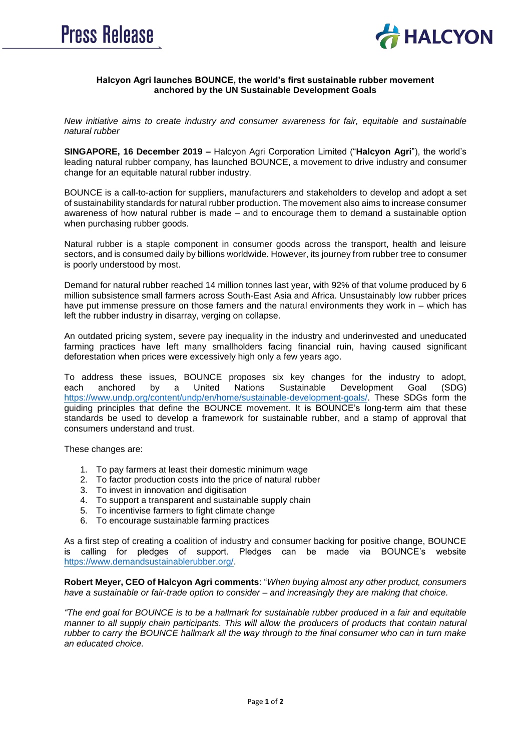# Press Release

HALCYON

**Halcyon Agri launches BOUNCE, the world's first sustainable rubber movement anchored by the UN Sustainable Development Goals**

*New initiative aims to create industry and consumer awareness for fair, equitable and sustainable natural rubber*

**SINGAPORE, 16 December 2019 –** Halcyon Agri Corporation Limited ("**Halcyon Agri**"), the world's leading natural rubber company, has launched BOUNCE, a movement to drive industry and consumer change for an equitable natural rubber industry.

BOUNCE is a call-to-action for suppliers, manufacturers and stakeholders to develop and adopt a set of sustainability standards for natural rubber production. The movement also aims to increase consumer awareness of how natural rubber is made – and to encourage them to demand a sustainable option when purchasing rubber goods.

Natural rubber is a staple component in consumer goods across the transport, health and leisure sectors, and is consumed daily by billions worldwide. However, its journey from rubber tree to consumer is poorly understood by most.

Demand for natural rubber reached 14 million tonnes last year, with 92% of that volume produced by 6 million subsistence small farmers across South-East Asia and Africa. Unsustainably low rubber prices have put immense pressure on those famers and the natural environments they work in – which has left the rubber industry in disarray, verging on collapse.

An outdated pricing system, severe pay inequality in the industry and underinvested and uneducated farming practices have left many smallholders facing financial ruin, having caused significant deforestation when prices were excessively high only a few years ago.

To address these issues, BOUNCE proposes six key changes for the industry to adopt, each anchored by a United Nations Sustainable Development Goal (SDG) https://www.undp.org/content/undp/en/home/sustainable-development-goals/. These SDGs form the guiding principles that define the BOUNCE movement. It is BOUNCE's long-term aim that these standards be used to develop a framework for sustainable rubber, and a stamp of approval that consumers understand and trust.

These changes are:

1. To pay farmers at least their domestic minimum wage
2. To factor production costs into the price of natural rubber
3. To invest in innovation and digitisation
4. To support a transparent and sustainable supply chain
5. To incentivise farmers to fight climate change
6. To encourage sustainable farming practices

As a first step of creating a coalition of industry and consumer backing for positive change, BOUNCE is calling for pledges of support. Pledges can be made via BOUNCE's website https://www.demandsustainablerubber.org/.

**Robert Meyer, CEO of Halcyon Agri comments**: "*When buying almost any other product, consumers have a sustainable or fair-trade option to consider – and increasingly they are making that choice.*

*"The end goal for BOUNCE is to be a hallmark for sustainable rubber produced in a fair and equitable manner to all supply chain participants. This will allow the producers of products that contain natural rubber to carry the BOUNCE hallmark all the way through to the final consumer who can in turn make an educated choice.*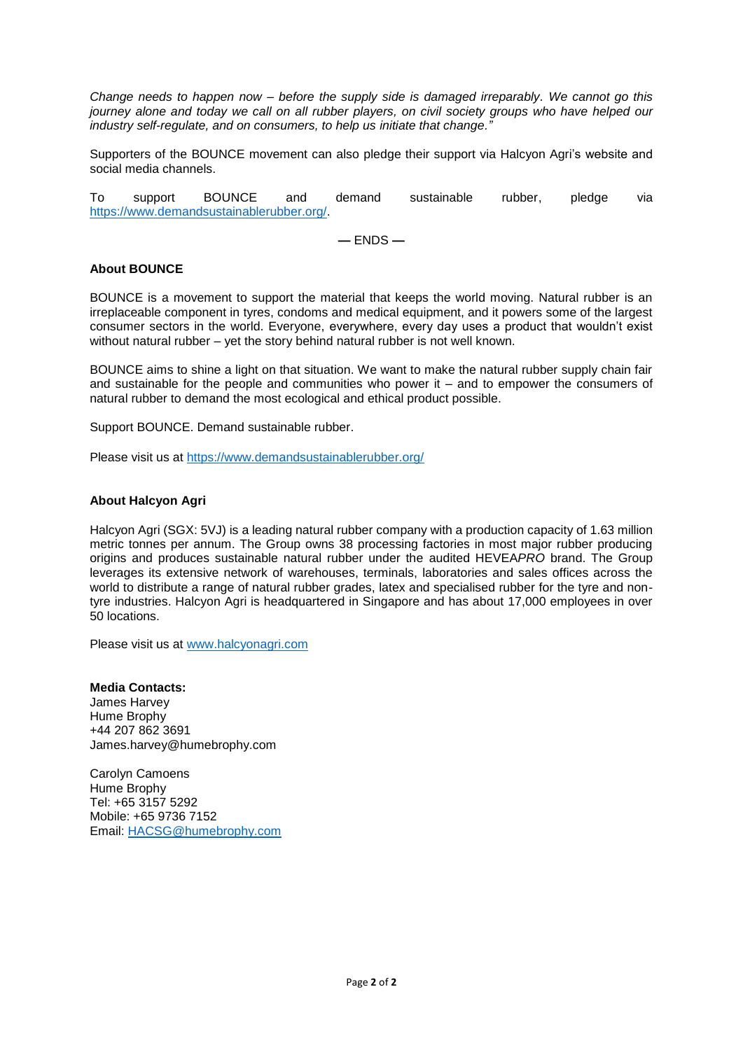*Change needs to happen now – before the supply side is damaged irreparably. We cannot go this journey alone and today we call on all rubber players, on civil society groups who have helped our industry self-regulate, and on consumers, to help us initiate that change."*

Supporters of the BOUNCE movement can also pledge their support via Halcyon Agri's website and social media channels.

To support BOUNCE and demand sustainable rubber, pledge via https://www.demandsustainablerubber.org/.

— ENDS —

**About BOUNCE**

BOUNCE is a movement to support the material that keeps the world moving. Natural rubber is an irreplaceable component in tyres, condoms and medical equipment, and it powers some of the largest consumer sectors in the world. Everyone, everywhere, every day uses a product that wouldn't exist without natural rubber – yet the story behind natural rubber is not well known.

BOUNCE aims to shine a light on that situation. We want to make the natural rubber supply chain fair and sustainable for the people and communities who power it – and to empower the consumers of natural rubber to demand the most ecological and ethical product possible.

Support BOUNCE. Demand sustainable rubber.

Please visit us at https://www.demandsustainablerubber.org/

**About Halcyon Agri**

Halcyon Agri (SGX: 5VJ) is a leading natural rubber company with a production capacity of 1.63 million metric tonnes per annum. The Group owns 38 processing factories in most major rubber producing origins and produces sustainable natural rubber under the audited HEVEA*PRO* brand. The Group leverages its extensive network of warehouses, terminals, laboratories and sales offices across the world to distribute a range of natural rubber grades, latex and specialised rubber for the tyre and non-tyre industries. Halcyon Agri is headquartered in Singapore and has about 17,000 employees in over 50 locations.

Please visit us at www.halcyonagri.com

**Media Contacts:**
James Harvey
Hume Brophy
+44 207 862 3691
James.harvey@humebrophy.com

Carolyn Camoens
Hume Brophy
Tel: +65 3157 5292
Mobile: +65 9736 7152
Email: HACSG@humebrophy.com